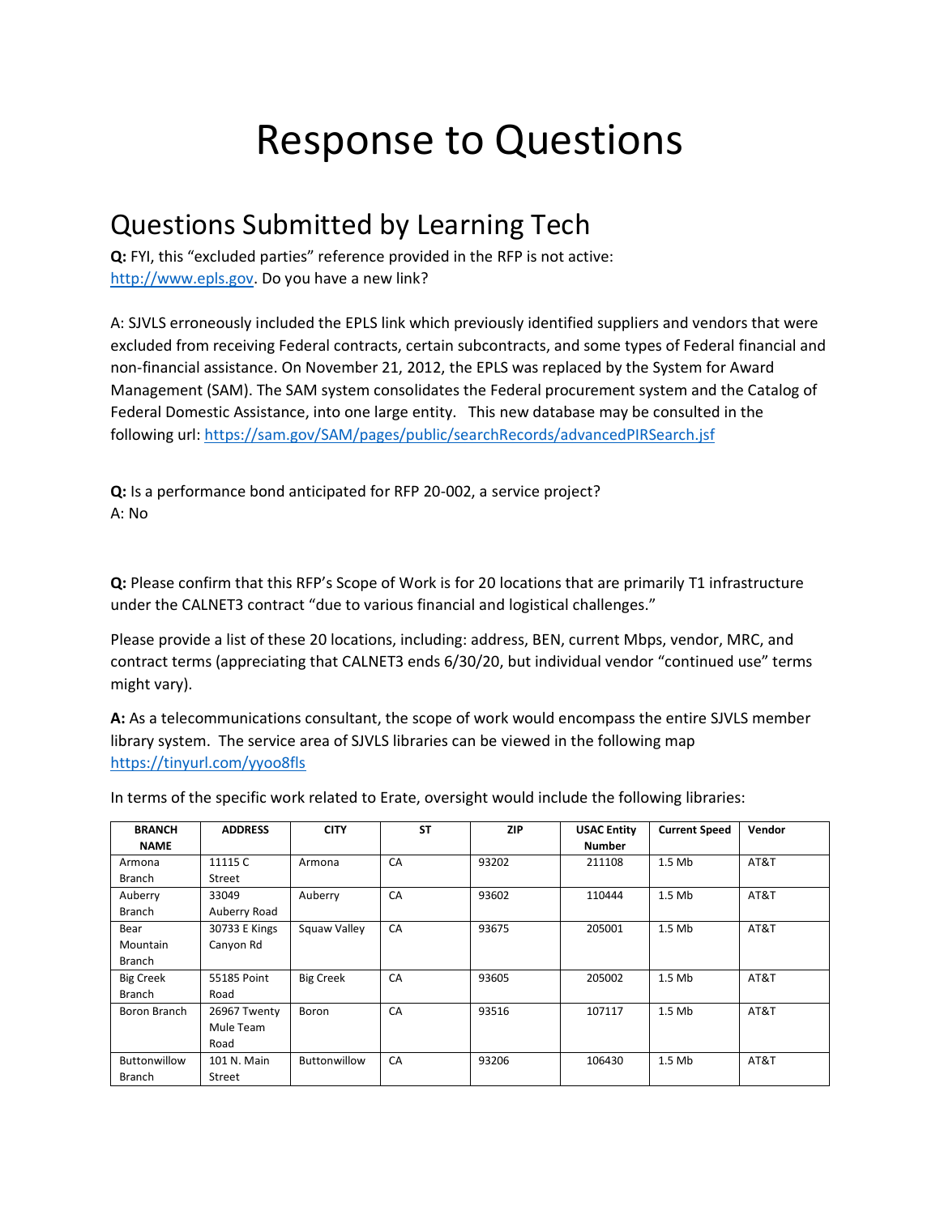# Response to Questions

## Questions Submitted by Learning Tech

**Q:** FYI, this "excluded parties" reference provided in the RFP is not active: http://www.epls.gov. Do you have a new link?

A: SJVLS erroneously included the EPLS link which previously identified suppliers and vendors that were excluded from receiving Federal contracts, certain subcontracts, and some types of Federal financial and non-financial assistance. On November 21, 2012, the EPLS was replaced by the System for Award Management (SAM). The SAM system consolidates the Federal procurement system and the Catalog of Federal Domestic Assistance, into one large entity. This new database may be consulted in the following url: https://sam.gov/SAM/pages/public/searchRecords/advancedPIRSearch.jsf

**Q:** Is a performance bond anticipated for RFP 20-002, a service project?
A: No

**Q:** Please confirm that this RFP's Scope of Work is for 20 locations that are primarily T1 infrastructure under the CALNET3 contract "due to various financial and logistical challenges."

Please provide a list of these 20 locations, including: address, BEN, current Mbps, vendor, MRC, and contract terms (appreciating that CALNET3 ends 6/30/20, but individual vendor "continued use" terms might vary).

**A:** As a telecommunications consultant, the scope of work would encompass the entire SJVLS member library system. The service area of SJVLS libraries can be viewed in the following map https://tinyurl.com/yyoo8fls

In terms of the specific work related to Erate, oversight would include the following libraries:

| BRANCH NAME | ADDRESS | CITY | ST | ZIP | USAC Entity Number | Current Speed | Vendor |
|---|---|---|---|---|---|---|---|
| Armona Branch | 11115 C Street | Armona | CA | 93202 | 211108 | 1.5 Mb | AT&T |
| Auberry Branch | 33049 Auberry Road | Auberry | CA | 93602 | 110444 | 1.5 Mb | AT&T |
| Bear Mountain Branch | 30733 E Kings Canyon Rd | Squaw Valley | CA | 93675 | 205001 | 1.5 Mb | AT&T |
| Big Creek Branch | 55185 Point Road | Big Creek | CA | 93605 | 205002 | 1.5 Mb | AT&T |
| Boron Branch | 26967 Twenty Mule Team Road | Boron | CA | 93516 | 107117 | 1.5 Mb | AT&T |
| Buttonwillow Branch | 101 N. Main Street | Buttonwillow | CA | 93206 | 106430 | 1.5 Mb | AT&T |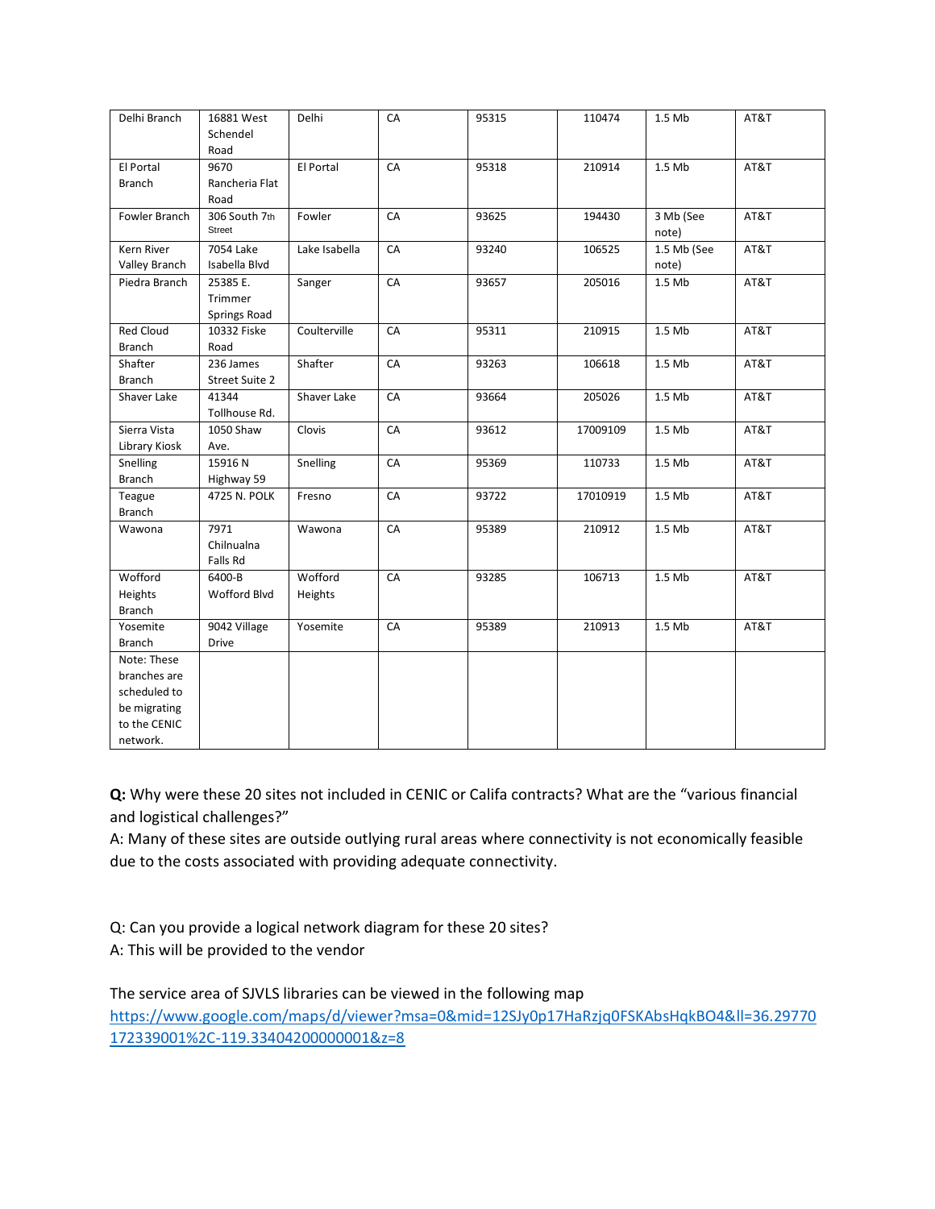| Delhi Branch | 16881 West Schendel Road | Delhi | CA | 95315 | 110474 | 1.5 Mb | AT&T |
|---|---|---|---|---|---|---|---|
| El Portal Branch | 9670 Rancheria Flat Road | El Portal | CA | 95318 | 210914 | 1.5 Mb | AT&T |
| Fowler Branch | 306 South 7th Street | Fowler | CA | 93625 | 194430 | 3 Mb (See note) | AT&T |
| Kern River Valley Branch | 7054 Lake Isabella Blvd | Lake Isabella | CA | 93240 | 106525 | 1.5 Mb (See note) | AT&T |
| Piedra Branch | 25385 E. Trimmer Springs Road | Sanger | CA | 93657 | 205016 | 1.5 Mb | AT&T |
| Red Cloud Branch | 10332 Fiske Road | Coulterville | CA | 95311 | 210915 | 1.5 Mb | AT&T |
| Shafter Branch | 236 James Street Suite 2 | Shafter | CA | 93263 | 106618 | 1.5 Mb | AT&T |
| Shaver Lake | 41344 Tollhouse Rd. | Shaver Lake | CA | 93664 | 205026 | 1.5 Mb | AT&T |
| Sierra Vista Library Kiosk | 1050 Shaw Ave. | Clovis | CA | 93612 | 17009109 | 1.5 Mb | AT&T |
| Snelling Branch | 15916 N Highway 59 | Snelling | CA | 95369 | 110733 | 1.5 Mb | AT&T |
| Teague Branch | 4725 N. POLK | Fresno | CA | 93722 | 17010919 | 1.5 Mb | AT&T |
| Wawona | 7971 Chilnualna Falls Rd | Wawona | CA | 95389 | 210912 | 1.5 Mb | AT&T |
| Wofford Heights Branch | 6400-B Wofford Blvd | Wofford Heights | CA | 93285 | 106713 | 1.5 Mb | AT&T |
| Yosemite Branch | 9042 Village Drive | Yosemite | CA | 95389 | 210913 | 1.5 Mb | AT&T |
| Note: These branches are scheduled to be migrating to the CENIC network. | | | | | | | |

**Q:** Why were these 20 sites not included in CENIC or Califa contracts? What are the "various financial and logistical challenges?"

A: Many of these sites are outside outlying rural areas where connectivity is not economically feasible due to the costs associated with providing adequate connectivity.

Q: Can you provide a logical network diagram for these 20 sites?

A: This will be provided to the vendor

The service area of SJVLS libraries can be viewed in the following map
https://www.google.com/maps/d/viewer?msa=0&mid=12SJy0p17HaRzjq0FSKAbsHqkBO4&ll=36.29770172339001%2C-119.33404200000001&z=8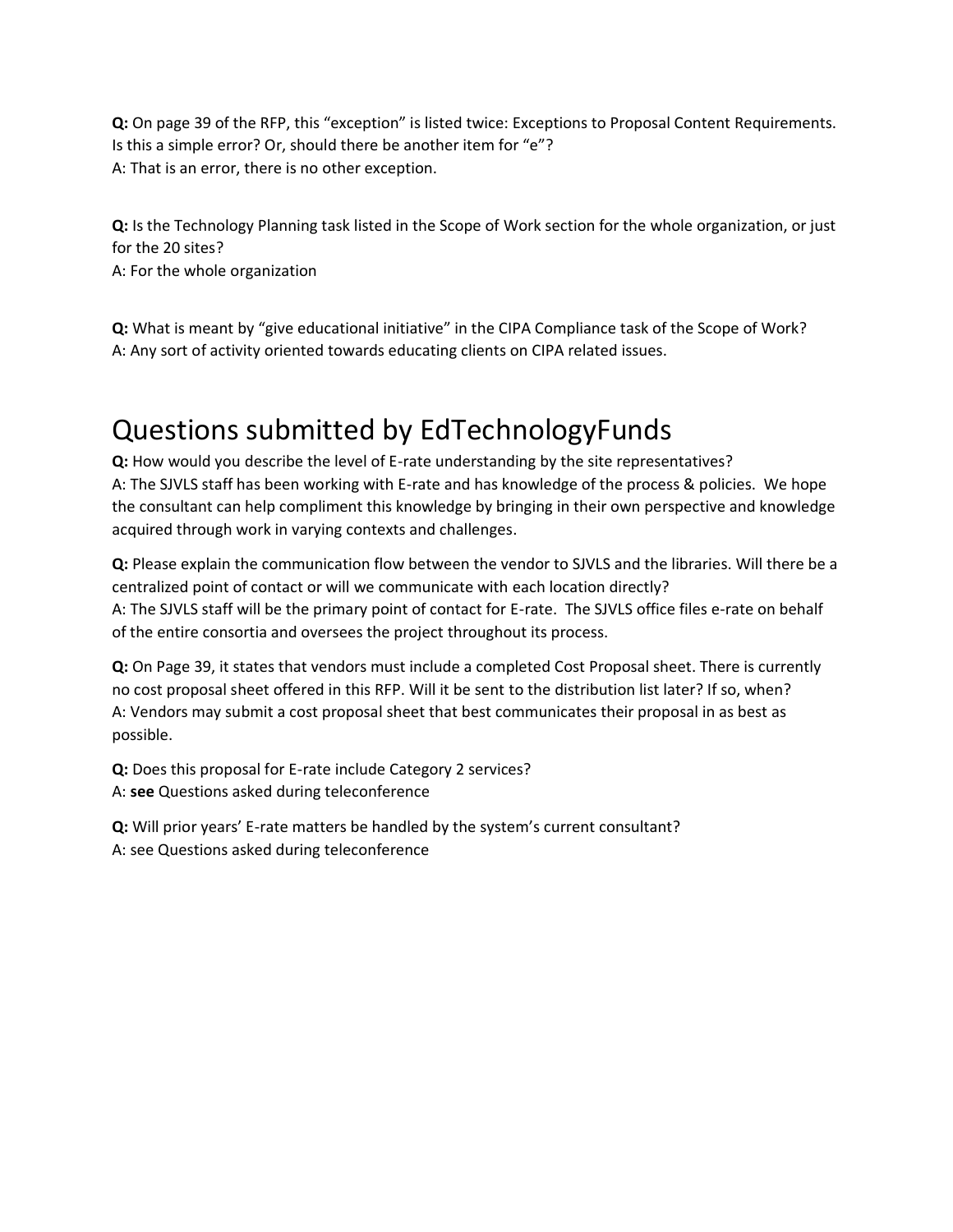**Q:** On page 39 of the RFP, this "exception" is listed twice: Exceptions to Proposal Content Requirements. Is this a simple error? Or, should there be another item for "e"?
A: That is an error, there is no other exception.

**Q:** Is the Technology Planning task listed in the Scope of Work section for the whole organization, or just for the 20 sites?
A: For the whole organization

**Q:** What is meant by "give educational initiative" in the CIPA Compliance task of the Scope of Work?
A: Any sort of activity oriented towards educating clients on CIPA related issues.

# Questions submitted by EdTechnologyFunds

**Q:** How would you describe the level of E-rate understanding by the site representatives?
A: The SJVLS staff has been working with E-rate and has knowledge of the process & policies. We hope the consultant can help compliment this knowledge by bringing in their own perspective and knowledge acquired through work in varying contexts and challenges.

**Q:** Please explain the communication flow between the vendor to SJVLS and the libraries. Will there be a centralized point of contact or will we communicate with each location directly?
A: The SJVLS staff will be the primary point of contact for E-rate. The SJVLS office files e-rate on behalf of the entire consortia and oversees the project throughout its process.

**Q:** On Page 39, it states that vendors must include a completed Cost Proposal sheet. There is currently no cost proposal sheet offered in this RFP. Will it be sent to the distribution list later? If so, when?
A: Vendors may submit a cost proposal sheet that best communicates their proposal in as best as possible.

**Q:** Does this proposal for E-rate include Category 2 services?
A: **see** Questions asked during teleconference

**Q:** Will prior years' E-rate matters be handled by the system's current consultant?
A: see Questions asked during teleconference